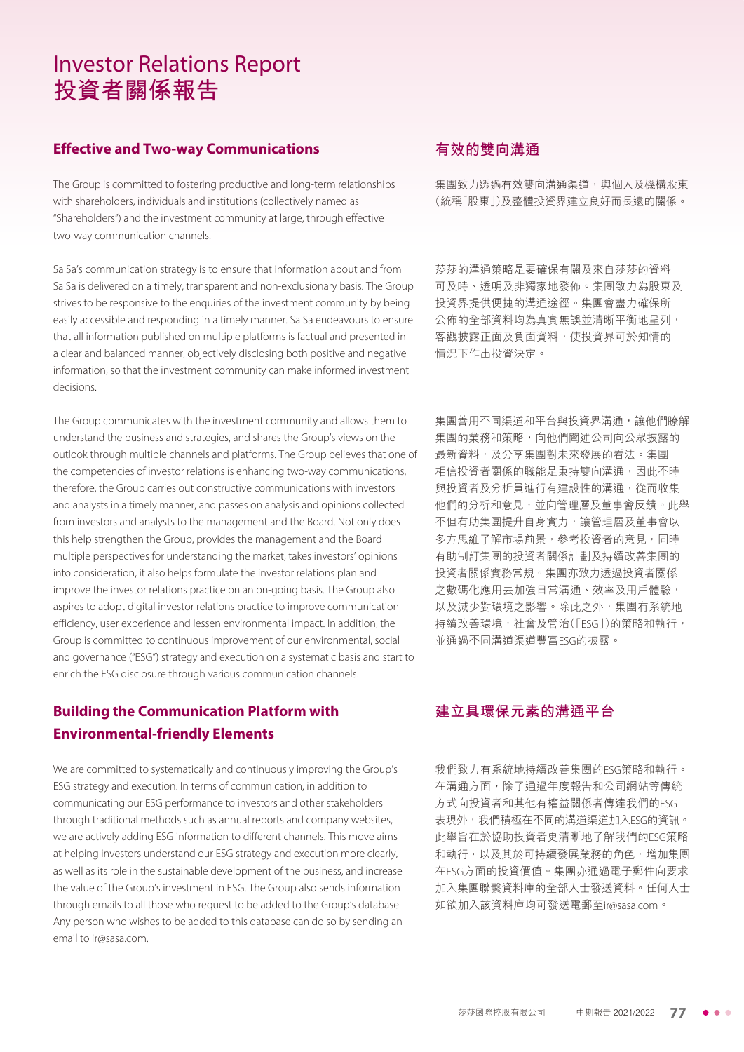# Investor Relations Report
# 投資者關係報告

## Effective and Two-way Communications

The Group is committed to fostering productive and long-term relationships with shareholders, individuals and institutions (collectively named as "Shareholders") and the investment community at large, through effective two-way communication channels.

Sa Sa's communication strategy is to ensure that information about and from Sa Sa is delivered on a timely, transparent and non-exclusionary basis. The Group strives to be responsive to the enquiries of the investment community by being easily accessible and responding in a timely manner. Sa Sa endeavours to ensure that all information published on multiple platforms is factual and presented in a clear and balanced manner, objectively disclosing both positive and negative information, so that the investment community can make informed investment decisions.

The Group communicates with the investment community and allows them to understand the business and strategies, and shares the Group's views on the outlook through multiple channels and platforms. The Group believes that one of the competencies of investor relations is enhancing two-way communications, therefore, the Group carries out constructive communications with investors and analysts in a timely manner, and passes on analysis and opinions collected from investors and analysts to the management and the Board. Not only does this help strengthen the Group, provides the management and the Board multiple perspectives for understanding the market, takes investors' opinions into consideration, it also helps formulate the investor relations plan and improve the investor relations practice on an on-going basis. The Group also aspires to adopt digital investor relations practice to improve communication efficiency, user experience and lessen environmental impact. In addition, the Group is committed to continuous improvement of our environmental, social and governance ("ESG") strategy and execution on a systematic basis and start to enrich the ESG disclosure through various communication channels.

## Building the Communication Platform with Environmental-friendly Elements

We are committed to systematically and continuously improving the Group's ESG strategy and execution. In terms of communication, in addition to communicating our ESG performance to investors and other stakeholders through traditional methods such as annual reports and company websites, we are actively adding ESG information to different channels. This move aims at helping investors understand our ESG strategy and execution more clearly, as well as its role in the sustainable development of the business, and increase the value of the Group's investment in ESG. The Group also sends information through emails to all those who request to be added to the Group's database. Any person who wishes to be added to this database can do so by sending an email to ir@sasa.com.

## 有效的雙向溝通

集團致力透過有效雙向溝通渠道，與個人及機構股東（統稱「股東」）及整體投資界建立良好而長遠的關係。

莎莎的溝通策略是要確保有關及來自莎莎的資料可及時、透明及非獨家地發佈。集團致力為股東及投資界提供便捷的溝通途徑。集團會盡力確保所公佈的全部資料均為真實無誤並清晰平衡地呈列，客觀披露正面及負面資料，使投資界可於知情的情況下作出投資決定。

集團善用不同渠道和平台與投資界溝通，讓他們瞭解集團的業務和策略，向他們闡述公司向公眾披露的最新資料，及分享集團對未來發展的看法。集團相信投資者關係的職能是秉持雙向溝通，因此不時與投資者及分析員進行有建設性的溝通，從而收集他們的分析和意見，並向管理層及董事會反饋。此舉不但有助集團提升自身實力，讓管理層及董事會以多方思維了解市場前景，參考投資者的意見，同時有助制訂集團的投資者關係計劃及持續改善集團的投資者關係實務常規。集團亦致力透過投資者關係之數碼化應用去加強日常溝通、效率及用戶體驗，以及減少對環境之影響。除此之外，集團有系統地持續改善環境，社會及管治（「ESG」）的策略和執行，並通過不同溝通渠道豐富ESG的披露。

## 建立具環保元素的溝通平台

我們致力有系統地持續改善集團的ESG策略和執行。在溝通方面，除了通過年度報告和公司網站等傳統方式向投資者和其他有權益關係者傳達我們的ESG表現外，我們積極在不同的溝通渠道加入ESG的資訊。此舉旨在於協助投資者更清晰地了解我們的ESG策略和執行，以及其於可持續發展業務的角色，增加集團在ESG方面的投資價值。集團亦通過電子郵件向要求加入集團聯繫資料庫的全部人士發送資料。任何人士如欲加入該資料庫均可發送電郵至ir@sasa.com。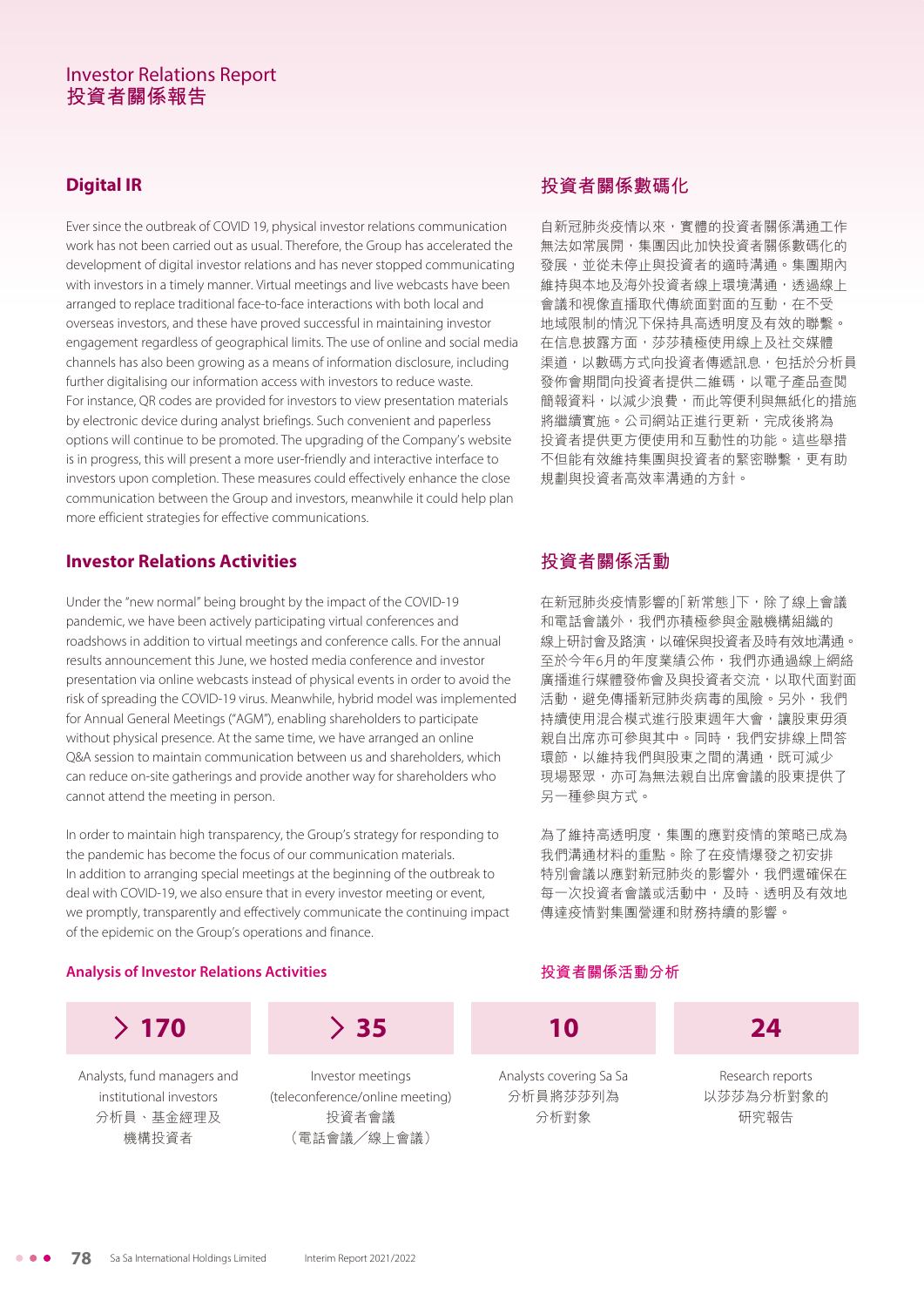# Investor Relations Report
# 投資者關係報告

## Digital IR

Ever since the outbreak of COVID 19, physical investor relations communication work has not been carried out as usual. Therefore, the Group has accelerated the development of digital investor relations and has never stopped communicating with investors in a timely manner. Virtual meetings and live webcasts have been arranged to replace traditional face-to-face interactions with both local and overseas investors, and these have proved successful in maintaining investor engagement regardless of geographical limits. The use of online and social media channels has also been growing as a means of information disclosure, including further digitalising our information access with investors to reduce waste. For instance, QR codes are provided for investors to view presentation materials by electronic device during analyst briefings. Such convenient and paperless options will continue to be promoted. The upgrading of the Company's website is in progress, this will present a more user-friendly and interactive interface to investors upon completion. These measures could effectively enhance the close communication between the Group and investors, meanwhile it could help plan more efficient strategies for effective communications.

## 投資者關係數碼化

自新冠肺炎疫情以來，實體的投資者關係溝通工作無法如常展開，集團因此加快投資者關係數碼化的發展，並從未停止與投資者的適時溝通。集團期內維持與本地及海外投資者線上環境溝通，透過線上會議和視像直播取代傳統面對面的互動，在不受地域限制的情況下保持具高透明度及有效的聯繫。在信息披露方面，莎莎積極使用線上及社交媒體渠道，以數碼方式向投資者傳遞訊息，包括於分析員發佈會期間向投資者提供二維碼，以電子產品查閱簡報資料，以減少浪費，而此等便利與無紙化的措施將繼續實施。公司網站正進行更新，完成後將為投資者提供更方便使用和互動性的功能。這些舉措不但能有效維持集團與投資者的緊密聯繫，更有助規劃與投資者高效率溝通的方針。

## Investor Relations Activities

Under the "new normal" being brought by the impact of the COVID-19 pandemic, we have been actively participating virtual conferences and roadshows in addition to virtual meetings and conference calls. For the annual results announcement this June, we hosted media conference and investor presentation via online webcasts instead of physical events in order to avoid the risk of spreading the COVID-19 virus. Meanwhile, hybrid model was implemented for Annual General Meetings ("AGM"), enabling shareholders to participate without physical presence. At the same time, we have arranged an online Q&A session to maintain communication between us and shareholders, which can reduce on-site gatherings and provide another way for shareholders who cannot attend the meeting in person.

In order to maintain high transparency, the Group's strategy for responding to the pandemic has become the focus of our communication materials. In addition to arranging special meetings at the beginning of the outbreak to deal with COVID-19, we also ensure that in every investor meeting or event, we promptly, transparently and effectively communicate the continuing impact of the epidemic on the Group's operations and finance.

## 投資者關係活動

在新冠肺炎疫情影響的「新常態」下，除了線上會議和電話會議外，我們亦積極參與金融機構組織的線上研討會及路演，以確保與投資者及時有效地溝通。至於今年6月的年度業績公佈，我們亦通過線上網絡廣播進行媒體發佈會及與投資者交流，以取代面對面活動，避免傳播新冠肺炎病毒的風險。另外，我們持續使用混合模式進行股東週年大會，讓股東毋須親自出席亦可參與其中。同時，我們安排線上問答環節，以維持我們與股東之間的溝通，既可減少現場聚眾，亦可為無法親自出席會議的股東提供了另一種參與方式。

為了維持高透明度，集團的應對疫情的策略已成為我們溝通材料的重點。除了在疫情爆發之初安排特別會議以應對新冠肺炎的影響外，我們還確保在每一次投資者會議或活動中，及時、透明及有效地傳達疫情對集團營運和財務持續的影響。

### Analysis of Investor Relations Activities
### 投資者關係活動分析

| > 170 | > 35 | 10 | 24 |
|---|---|---|---|
| Analysts, fund managers and institutional investors 分析員、基金經理及機構投資者 | Investor meetings (teleconference/online meeting) 投資者會議（電話會議／線上會議） | Analysts covering Sa Sa 分析員將莎莎列為分析對象 | Research reports 以莎莎為分析對象的研究報告 |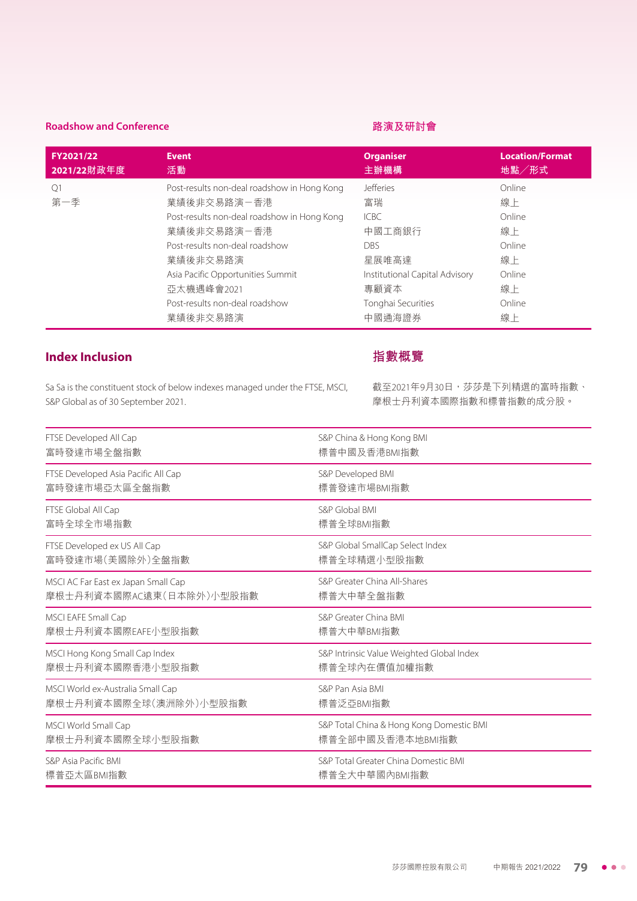## Roadshow and Conference

## 路演及研討會

| FY2021/22<br>2021/22財政年度 | Event<br>活動 | Organiser<br>主辦機構 | Location/Format<br>地點／形式 |
|---|---|---|---|
| Q1<br>第一季 | Post-results non-deal roadshow in Hong Kong<br>業績後非交易路演－香港 | Jefferies<br>富瑞 | Online<br>線上 |
| | Post-results non-deal roadshow in Hong Kong<br>業績後非交易路演－香港 | ICBC<br>中國工商銀行 | Online<br>線上 |
| | Post-results non-deal roadshow<br>業績後非交易路演 | DBS<br>星展唯高達 | Online<br>線上 |
| | Asia Pacific Opportunities Summit<br>亞太機遇峰會2021 | Institutional Capital Advisory<br>專顧資本 | Online<br>線上 |
| | Post-results non-deal roadshow<br>業績後非交易路演 | Tonghai Securities<br>中國通海證券 | Online<br>線上 |

## Index Inclusion

## 指數概覽

Sa Sa is the constituent stock of below indexes managed under the FTSE, MSCI, S&P Global as of 30 September 2021.

截至2021年9月30日，莎莎是下列精選的富時指數、摩根士丹利資本國際指數和標普指數的成分股。

| | |
|---|---|
| FTSE Developed All Cap<br>富時發達市場全盤指數 | S&P China & Hong Kong BMI<br>標普中國及香港BMI指數 |
| FTSE Developed Asia Pacific All Cap<br>富時發達市場亞太區全盤指數 | S&P Developed BMI<br>標普發達市場BMI指數 |
| FTSE Global All Cap<br>富時全球全市場指數 | S&P Global BMI<br>標普全球BMI指數 |
| FTSE Developed ex US All Cap<br>富時發達市場（美國除外）全盤指數 | S&P Global SmallCap Select Index<br>標普全球精選小型股指數 |
| MSCI AC Far East ex Japan Small Cap<br>摩根士丹利資本國際AC遠東（日本除外）小型股指數 | S&P Greater China All-Shares<br>標普大中華全盤指數 |
| MSCI EAFE Small Cap<br>摩根士丹利資本國際EAFE小型股指數 | S&P Greater China BMI<br>標普大中華BMI指數 |
| MSCI Hong Kong Small Cap Index<br>摩根士丹利資本國際香港小型股指數 | S&P Intrinsic Value Weighted Global Index<br>標普全球內在價值加權指數 |
| MSCI World ex-Australia Small Cap<br>摩根士丹利資本國際全球（澳洲除外）小型股指數 | S&P Pan Asia BMI<br>標普泛亞BMI指數 |
| MSCI World Small Cap<br>摩根士丹利資本國際全球小型股指數 | S&P Total China & Hong Kong Domestic BMI<br>標普全部中國及香港本地BMI指數 |
| S&P Asia Pacific BMI<br>標普亞太區BMI指數 | S&P Total Greater China Domestic BMI<br>標普全大中華國內BMI指數 |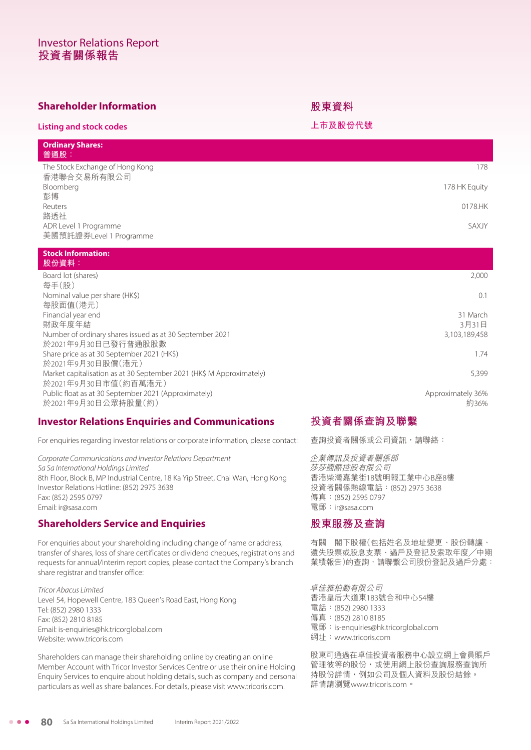# Investor Relations Report
# 投資者關係報告

## Shareholder Information

## 股東資料

### Listing and stock codes

### 上市及股份代號

| Ordinary Shares:<br>普通股： | |
|---|---|
| The Stock Exchange of Hong Kong<br>香港聯合交易所有限公司 | 178 |
| Bloomberg<br>彭博 | 178 HK Equity |
| Reuters<br>路透社 | 0178.HK |
| ADR Level 1 Programme<br>美國預託證券Level 1 Programme | SAXJY |

| Stock Information:<br>股份資料： | |
|---|---|
| Board lot (shares)<br>每手(股) | 2,000 |
| Nominal value per share (HK$)<br>每股面值(港元) | 0.1 |
| Financial year end<br>財政年度年結 | 31 March<br>3月31日 |
| Number of ordinary shares issued as at 30 September 2021<br>於2021年9月30日已發行普通股股數 | 3,103,189,458 |
| Share price as at 30 September 2021 (HK$)<br>於2021年9月30日股價(港元) | 1.74 |
| Market capitalisation as at 30 September 2021 (HK$ M Approximately)<br>於2021年9月30日市值(約百萬港元) | 5,399 |
| Public float as at 30 September 2021 (Approximately)<br>於2021年9月30日公眾持股量(約) | Approximately 36%<br>約36% |

## Investor Relations Enquiries and Communications

For enquiries regarding investor relations or corporate information, please contact:

*Corporate Communications and Investor Relations Department*
*Sa Sa International Holdings Limited*
8th Floor, Block B, MP Industrial Centre, 18 Ka Yip Street, Chai Wan, Hong Kong
Investor Relations Hotline: (852) 2975 3638
Fax: (852) 2595 0797
Email: ir@sasa.com

## 投資者關係查詢及聯繫

查詢投資者關係或公司資訊，請聯絡：

*企業傳訊及投資者關係部*
*莎莎國際控股有限公司*
香港柴灣嘉業街18號明報工業中心B座8樓
投資者關係熱線電話：(852) 2975 3638
傳真：(852) 2595 0797
電郵：ir@sasa.com

## Shareholders Service and Enquiries

For enquiries about your shareholding including change of name or address, transfer of shares, loss of share certificates or dividend cheques, registrations and requests for annual/interim report copies, please contact the Company's branch share registrar and transfer office:

*Tricor Abacus Limited*
Level 54, Hopewell Centre, 183 Queen's Road East, Hong Kong
Tel: (852) 2980 1333
Fax: (852) 2810 8185
Email: is-enquiries@hk.tricorglobal.com
Website: www.tricoris.com

Shareholders can manage their shareholding online by creating an online Member Account with Tricor Investor Services Centre or use their online Holding Enquiry Services to enquire about holding details, such as company and personal particulars as well as share balances. For details, please visit www.tricoris.com.

## 股東服務及查詢

有關　閣下股權(包括姓名及地址變更、股份轉讓、遺失股票或股息支票、過戶及登記及索取年度╱中期業績報告)的查詢，請聯繫公司股份登記及過戶分處：

*卓佳雅柏勤有限公司*
香港皇后大道東183號合和中心54樓
電話：(852) 2980 1333
傳真：(852) 2810 8185
電郵：is-enquiries@hk.tricorglobal.com
網址：www.tricoris.com

股東可通過在卓佳投資者服務中心設立網上會員賬戶管理彼等的股份，或使用網上股份查詢服務查詢所持股份詳情，例如公司及個人資料及股份結餘。詳情請瀏覽www.tricoris.com。